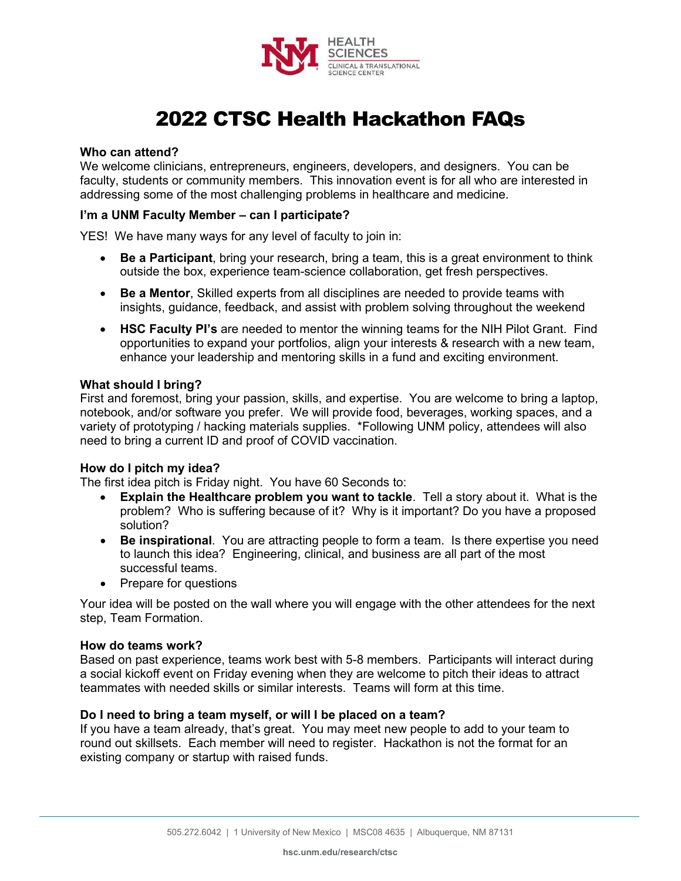# 2022 CTSC Health Hackathon FAQs

**Who can attend?**

We welcome clinicians, entrepreneurs, engineers, developers, and designers. You can be faculty, students or community members. This innovation event is for all who are interested in addressing some of the most challenging problems in healthcare and medicine.

**I'm a UNM Faculty Member – can I participate?**

YES! We have many ways for any level of faculty to join in:

- **Be a Participant**, bring your research, bring a team, this is a great environment to think outside the box, experience team-science collaboration, get fresh perspectives.
- **Be a Mentor**, Skilled experts from all disciplines are needed to provide teams with insights, guidance, feedback, and assist with problem solving throughout the weekend
- **HSC Faculty PI's** are needed to mentor the winning teams for the NIH Pilot Grant. Find opportunities to expand your portfolios, align your interests & research with a new team, enhance your leadership and mentoring skills in a fund and exciting environment.

**What should I bring?**

First and foremost, bring your passion, skills, and expertise. You are welcome to bring a laptop, notebook, and/or software you prefer. We will provide food, beverages, working spaces, and a variety of prototyping / hacking materials supplies. *Following UNM policy, attendees will also need to bring a current ID and proof of COVID vaccination.

**How do I pitch my idea?**

The first idea pitch is Friday night. You have 60 Seconds to:

- **Explain the Healthcare problem you want to tackle**. Tell a story about it. What is the problem? Who is suffering because of it? Why is it important? Do you have a proposed solution?
- **Be inspirational**. You are attracting people to form a team. Is there expertise you need to launch this idea? Engineering, clinical, and business are all part of the most successful teams.
- Prepare for questions

Your idea will be posted on the wall where you will engage with the other attendees for the next step, Team Formation.

**How do teams work?**

Based on past experience, teams work best with 5-8 members. Participants will interact during a social kickoff event on Friday evening when they are welcome to pitch their ideas to attract teammates with needed skills or similar interests. Teams will form at this time.

**Do I need to bring a team myself, or will I be placed on a team?**

If you have a team already, that's great. You may meet new people to add to your team to round out skillsets. Each member will need to register. Hackathon is not the format for an existing company or startup with raised funds.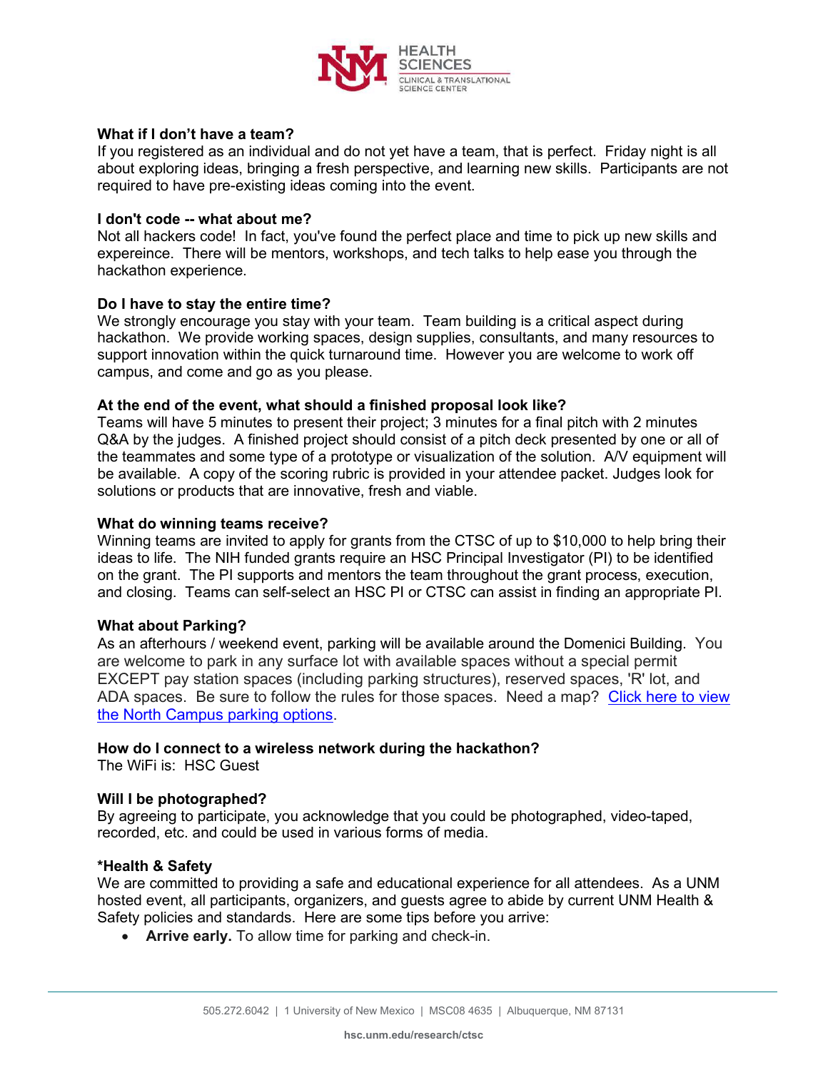**What if I don't have a team?**
If you registered as an individual and do not yet have a team, that is perfect. Friday night is all about exploring ideas, bringing a fresh perspective, and learning new skills. Participants are not required to have pre-existing ideas coming into the event.

**I don't code -- what about me?**
Not all hackers code! In fact, you've found the perfect place and time to pick up new skills and expereince. There will be mentors, workshops, and tech talks to help ease you through the hackathon experience.

**Do I have to stay the entire time?**
We strongly encourage you stay with your team. Team building is a critical aspect during hackathon. We provide working spaces, design supplies, consultants, and many resources to support innovation within the quick turnaround time. However you are welcome to work off campus, and come and go as you please.

**At the end of the event, what should a finished proposal look like?**
Teams will have 5 minutes to present their project; 3 minutes for a final pitch with 2 minutes Q&A by the judges. A finished project should consist of a pitch deck presented by one or all of the teammates and some type of a prototype or visualization of the solution. A/V equipment will be available. A copy of the scoring rubric is provided in your attendee packet. Judges look for solutions or products that are innovative, fresh and viable.

**What do winning teams receive?**
Winning teams are invited to apply for grants from the CTSC of up to $10,000 to help bring their ideas to life. The NIH funded grants require an HSC Principal Investigator (PI) to be identified on the grant. The PI supports and mentors the team throughout the grant process, execution, and closing. Teams can self-select an HSC PI or CTSC can assist in finding an appropriate PI.

**What about Parking?**
As an afterhours / weekend event, parking will be available around the Domenici Building. You are welcome to park in any surface lot with available spaces without a special permit EXCEPT pay station spaces (including parking structures), reserved spaces, 'R' lot, and ADA spaces. Be sure to follow the rules for those spaces. Need a map? [Click here to view the North Campus parking options](#).

**How do I connect to a wireless network during the hackathon?**
The WiFi is: HSC Guest

**Will I be photographed?**
By agreeing to participate, you acknowledge that you could be photographed, video-taped, recorded, etc. and could be used in various forms of media.

**\*Health & Safety**
We are committed to providing a safe and educational experience for all attendees. As a UNM hosted event, all participants, organizers, and guests agree to abide by current UNM Health & Safety policies and standards. Here are some tips before you arrive:

- **Arrive early.** To allow time for parking and check-in.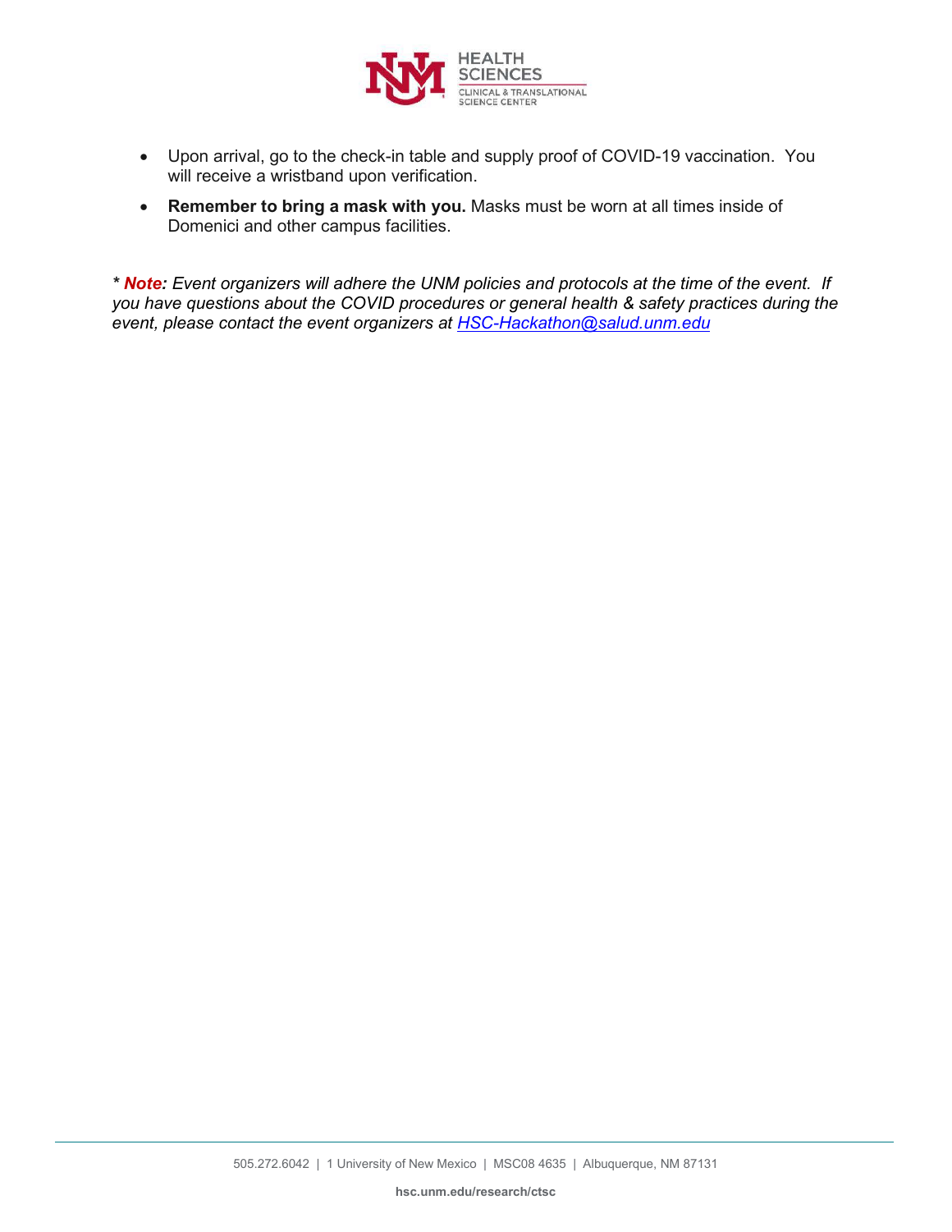- Upon arrival, go to the check-in table and supply proof of COVID-19 vaccination. You will receive a wristband upon verification.
- **Remember to bring a mask with you.** Masks must be worn at all times inside of Domenici and other campus facilities.

*\* **Note**: Event organizers will adhere the UNM policies and protocols at the time of the event. If you have questions about the COVID procedures or general health & safety practices during the event, please contact the event organizers at HSC-Hackathon@salud.unm.edu*